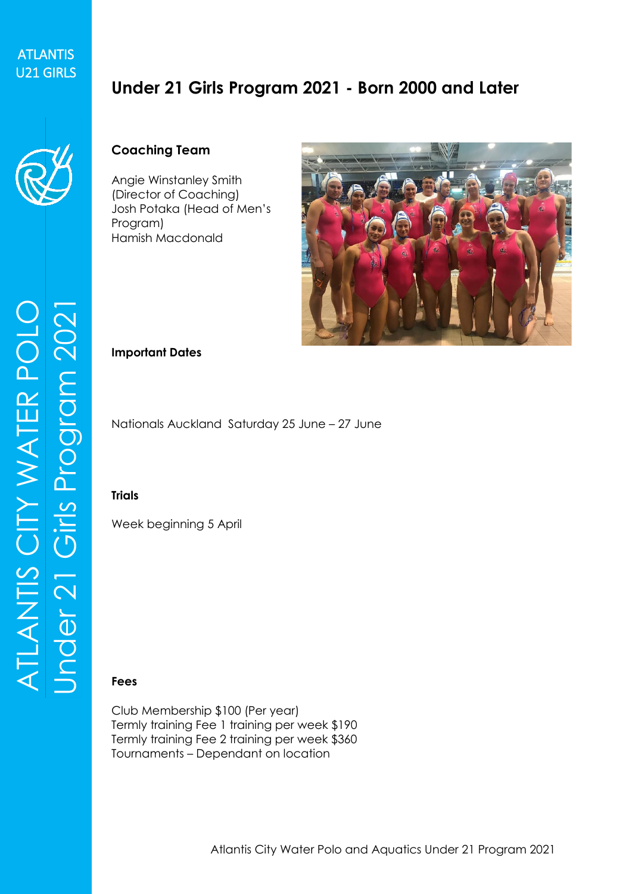# Under 21 Girls Program 2021 - Born 2000 and Later

## Coaching Team

Angie Winstanley Smith (Director of Coaching)
Josh Potaka (Head of Men's Program)
Hamish Macdonald

## Important Dates

Nationals Auckland  Saturday 25 June – 27 June

## Trials

Week beginning 5 April

## Fees

Club Membership $100 (Per year)
Termly training Fee 1 training per week $190
Termly training Fee 2 training per week $360
Tournaments – Dependant on location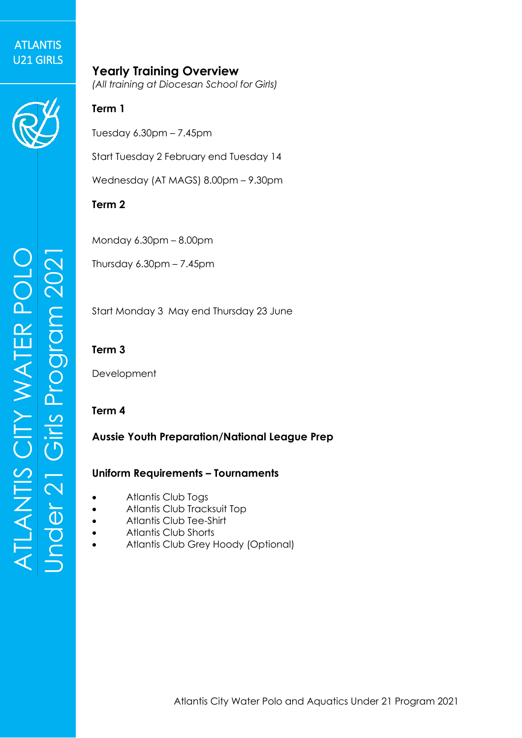## Yearly Training Overview

*(All training at Diocesan School for Girls)*

### Term 1

Tuesday 6.30pm – 7.45pm

Start Tuesday 2 February end Tuesday 14

Wednesday (AT MAGS) 8.00pm – 9.30pm

### Term 2

Monday 6.30pm – 8.00pm

Thursday 6.30pm – 7.45pm

Start Monday 3 May end Thursday 23 June

### Term 3

Development

### Term 4

**Aussie Youth Preparation/National League Prep**

### Uniform Requirements – Tournaments

- Atlantis Club Togs
- Atlantis Club Tracksuit Top
- Atlantis Club Tee-Shirt
- Atlantis Club Shorts
- Atlantis Club Grey Hoody (Optional)